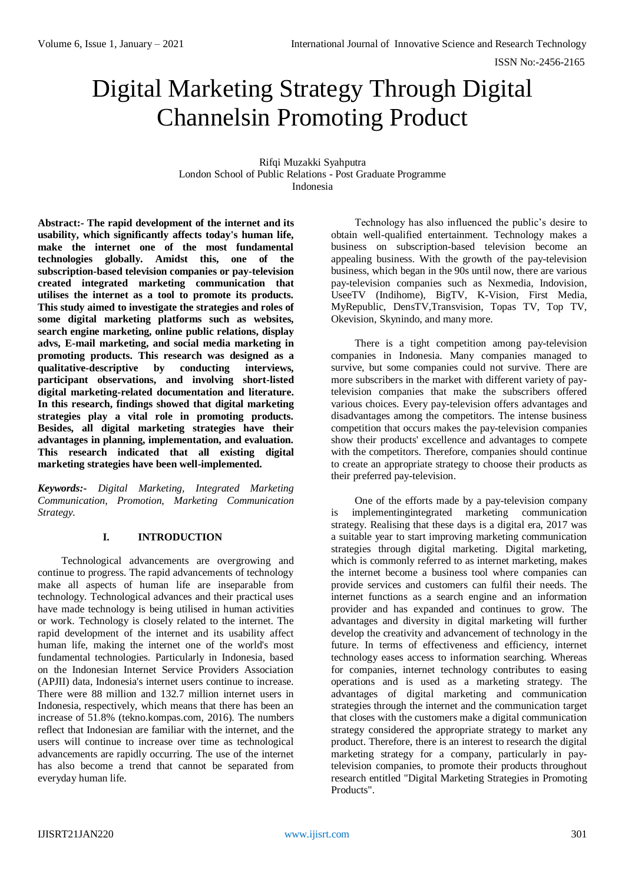# Digital Marketing Strategy Through Digital Channelsin Promoting Product

Rifqi Muzakki Syahputra
London School of Public Relations - Post Graduate Programme
Indonesia

**Abstract:- The rapid development of the internet and its usability, which significantly affects today's human life, make the internet one of the most fundamental technologies globally. Amidst this, one of the subscription-based television companies or pay-television created integrated marketing communication that utilises the internet as a tool to promote its products. This study aimed to investigate the strategies and roles of some digital marketing platforms such as websites, search engine marketing, online public relations, display advs, E-mail marketing, and social media marketing in promoting products. This research was designed as a qualitative-descriptive by conducting interviews, participant observations, and involving short-listed digital marketing-related documentation and literature. In this research, findings showed that digital marketing strategies play a vital role in promoting products. Besides, all digital marketing strategies have their advantages in planning, implementation, and evaluation. This research indicated that all existing digital marketing strategies have been well-implemented.**

***Keywords:-** Digital Marketing, Integrated Marketing Communication, Promotion, Marketing Communication Strategy.*

## I. INTRODUCTION

Technological advancements are overgrowing and continue to progress. The rapid advancements of technology make all aspects of human life are inseparable from technology. Technological advances and their practical uses have made technology is being utilised in human activities or work. Technology is closely related to the internet. The rapid development of the internet and its usability affect human life, making the internet one of the world's most fundamental technologies. Particularly in Indonesia, based on the Indonesian Internet Service Providers Association (APJII) data, Indonesia's internet users continue to increase. There were 88 million and 132.7 million internet users in Indonesia, respectively, which means that there has been an increase of 51.8% (tekno.kompas.com, 2016). The numbers reflect that Indonesian are familiar with the internet, and the users will continue to increase over time as technological advancements are rapidly occurring. The use of the internet has also become a trend that cannot be separated from everyday human life.

Technology has also influenced the public's desire to obtain well-qualified entertainment. Technology makes a business on subscription-based television become an appealing business. With the growth of the pay-television business, which began in the 90s until now, there are various pay-television companies such as Nexmedia, Indovision, UseeTV (Indihome), BigTV, K-Vision, First Media, MyRepublic, DensTV,Transvision, Topas TV, Top TV, Okevision, Skynindo, and many more.

There is a tight competition among pay-television companies in Indonesia. Many companies managed to survive, but some companies could not survive. There are more subscribers in the market with different variety of pay-television companies that make the subscribers offered various choices. Every pay-television offers advantages and disadvantages among the competitors. The intense business competition that occurs makes the pay-television companies show their products' excellence and advantages to compete with the competitors. Therefore, companies should continue to create an appropriate strategy to choose their products as their preferred pay-television.

One of the efforts made by a pay-television company is implementingintegrated marketing communication strategy. Realising that these days is a digital era, 2017 was a suitable year to start improving marketing communication strategies through digital marketing. Digital marketing, which is commonly referred to as internet marketing, makes the internet become a business tool where companies can provide services and customers can fulfil their needs. The internet functions as a search engine and an information provider and has expanded and continues to grow. The advantages and diversity in digital marketing will further develop the creativity and advancement of technology in the future. In terms of effectiveness and efficiency, internet technology eases access to information searching. Whereas for companies, internet technology contributes to easing operations and is used as a marketing strategy. The advantages of digital marketing and communication strategies through the internet and the communication target that closes with the customers make a digital communication strategy considered the appropriate strategy to market any product. Therefore, there is an interest to research the digital marketing strategy for a company, particularly in pay-television companies, to promote their products throughout research entitled "Digital Marketing Strategies in Promoting Products".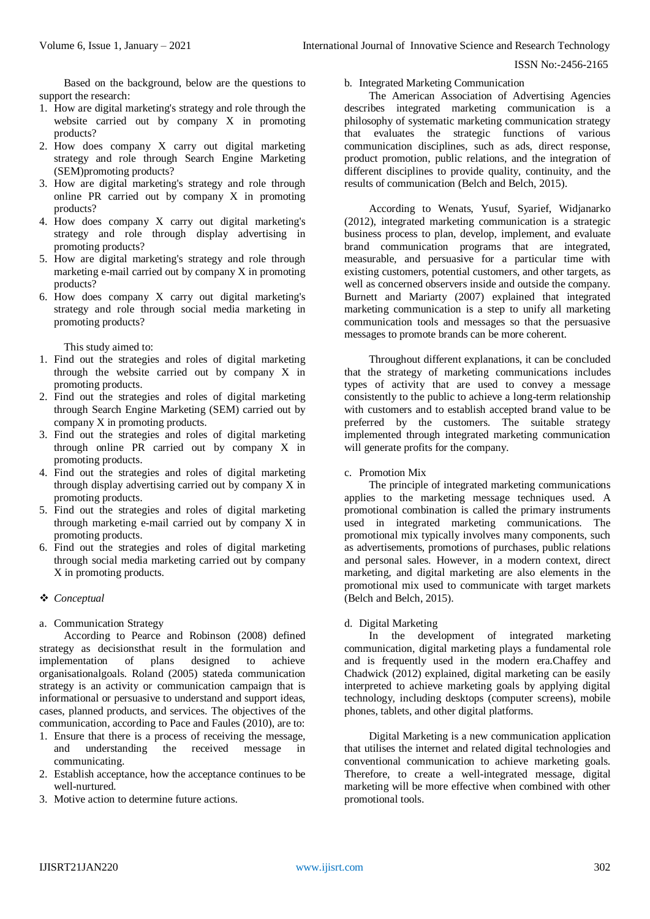Based on the background, below are the questions to support the research:

1. How are digital marketing's strategy and role through the website carried out by company X in promoting products?
2. How does company X carry out digital marketing strategy and role through Search Engine Marketing (SEM)promoting products?
3. How are digital marketing's strategy and role through online PR carried out by company X in promoting products?
4. How does company X carry out digital marketing's strategy and role through display advertising in promoting products?
5. How are digital marketing's strategy and role through marketing e-mail carried out by company X in promoting products?
6. How does company X carry out digital marketing's strategy and role through social media marketing in promoting products?

This study aimed to:

1. Find out the strategies and roles of digital marketing through the website carried out by company X in promoting products.
2. Find out the strategies and roles of digital marketing through Search Engine Marketing (SEM) carried out by company X in promoting products.
3. Find out the strategies and roles of digital marketing through online PR carried out by company X in promoting products.
4. Find out the strategies and roles of digital marketing through display advertising carried out by company X in promoting products.
5. Find out the strategies and roles of digital marketing through marketing e-mail carried out by company X in promoting products.
6. Find out the strategies and roles of digital marketing through social media marketing carried out by company X in promoting products.

❖ *Conceptual*

a. Communication Strategy

According to Pearce and Robinson (2008) defined strategy as decisionsthat result in the formulation and implementation of plans designed to achieve organisationalgoals. Roland (2005) stateda communication strategy is an activity or communication campaign that is informational or persuasive to understand and support ideas, cases, planned products, and services. The objectives of the communication, according to Pace and Faules (2010), are to:

1. Ensure that there is a process of receiving the message, and understanding the received message in communicating.
2. Establish acceptance, how the acceptance continues to be well-nurtured.
3. Motive action to determine future actions.

b. Integrated Marketing Communication

The American Association of Advertising Agencies describes integrated marketing communication is a philosophy of systematic marketing communication strategy that evaluates the strategic functions of various communication disciplines, such as ads, direct response, product promotion, public relations, and the integration of different disciplines to provide quality, continuity, and the results of communication (Belch and Belch, 2015).

According to Wenats, Yusuf, Syarief, Widjanarko (2012), integrated marketing communication is a strategic business process to plan, develop, implement, and evaluate brand communication programs that are integrated, measurable, and persuasive for a particular time with existing customers, potential customers, and other targets, as well as concerned observers inside and outside the company. Burnett and Mariarty (2007) explained that integrated marketing communication is a step to unify all marketing communication tools and messages so that the persuasive messages to promote brands can be more coherent.

Throughout different explanations, it can be concluded that the strategy of marketing communications includes types of activity that are used to convey a message consistently to the public to achieve a long-term relationship with customers and to establish accepted brand value to be preferred by the customers. The suitable strategy implemented through integrated marketing communication will generate profits for the company.

c. Promotion Mix

The principle of integrated marketing communications applies to the marketing message techniques used. A promotional combination is called the primary instruments used in integrated marketing communications. The promotional mix typically involves many components, such as advertisements, promotions of purchases, public relations and personal sales. However, in a modern context, direct marketing, and digital marketing are also elements in the promotional mix used to communicate with target markets (Belch and Belch, 2015).

d. Digital Marketing

In the development of integrated marketing communication, digital marketing plays a fundamental role and is frequently used in the modern era.Chaffey and Chadwick (2012) explained, digital marketing can be easily interpreted to achieve marketing goals by applying digital technology, including desktops (computer screens), mobile phones, tablets, and other digital platforms.

Digital Marketing is a new communication application that utilises the internet and related digital technologies and conventional communication to achieve marketing goals. Therefore, to create a well-integrated message, digital marketing will be more effective when combined with other promotional tools.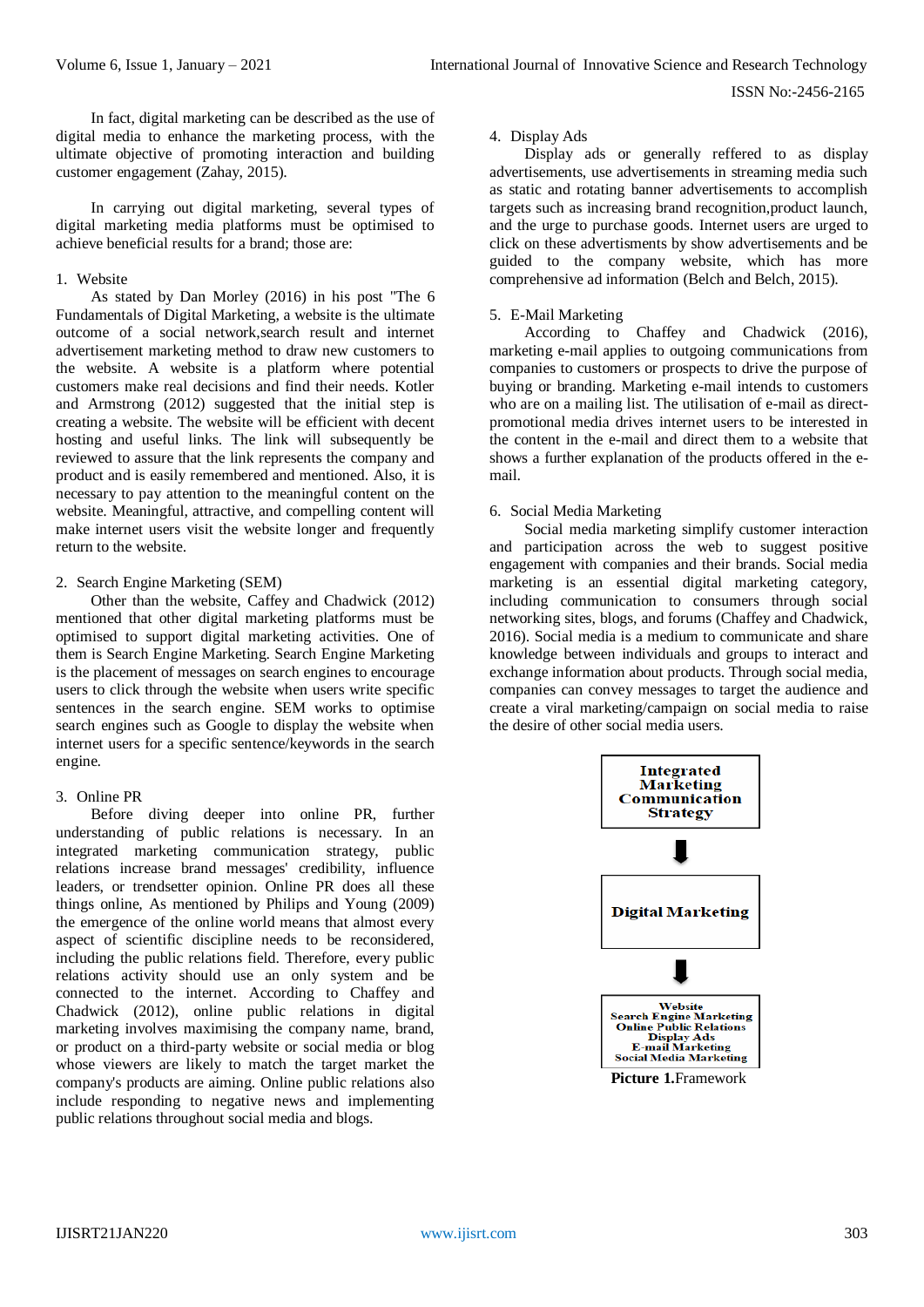In fact, digital marketing can be described as the use of digital media to enhance the marketing process, with the ultimate objective of promoting interaction and building customer engagement (Zahay, 2015).

In carrying out digital marketing, several types of digital marketing media platforms must be optimised to achieve beneficial results for a brand; those are:

1. Website

As stated by Dan Morley (2016) in his post "The 6 Fundamentals of Digital Marketing, a website is the ultimate outcome of a social network,search result and internet advertisement marketing method to draw new customers to the website. A website is a platform where potential customers make real decisions and find their needs. Kotler and Armstrong (2012) suggested that the initial step is creating a website. The website will be efficient with decent hosting and useful links. The link will subsequently be reviewed to assure that the link represents the company and product and is easily remembered and mentioned. Also, it is necessary to pay attention to the meaningful content on the website. Meaningful, attractive, and compelling content will make internet users visit the website longer and frequently return to the website.

2. Search Engine Marketing (SEM)

Other than the website, Caffey and Chadwick (2012) mentioned that other digital marketing platforms must be optimised to support digital marketing activities. One of them is Search Engine Marketing. Search Engine Marketing is the placement of messages on search engines to encourage users to click through the website when users write specific sentences in the search engine. SEM works to optimise search engines such as Google to display the website when internet users for a specific sentence/keywords in the search engine.

3. Online PR

Before diving deeper into online PR, further understanding of public relations is necessary. In an integrated marketing communication strategy, public relations increase brand messages' credibility, influence leaders, or trendsetter opinion. Online PR does all these things online, As mentioned by Philips and Young (2009) the emergence of the online world means that almost every aspect of scientific discipline needs to be reconsidered, including the public relations field. Therefore, every public relations activity should use an only system and be connected to the internet. According to Chaffey and Chadwick (2012), online public relations in digital marketing involves maximising the company name, brand, or product on a third-party website or social media or blog whose viewers are likely to match the target market the company's products are aiming. Online public relations also include responding to negative news and implementing public relations throughout social media and blogs.

4. Display Ads

Display ads or generally reffered to as display advertisements, use advertisements in streaming media such as static and rotating banner advertisements to accomplish targets such as increasing brand recognition,product launch, and the urge to purchase goods. Internet users are urged to click on these advertisments by show advertisements and be guided to the company website, which has more comprehensive ad information (Belch and Belch, 2015).

5. E-Mail Marketing

According to Chaffey and Chadwick (2016), marketing e-mail applies to outgoing communications from companies to customers or prospects to drive the purpose of buying or branding. Marketing e-mail intends to customers who are on a mailing list. The utilisation of e-mail as direct-promotional media drives internet users to be interested in the content in the e-mail and direct them to a website that shows a further explanation of the products offered in the e-mail.

6. Social Media Marketing

Social media marketing simplify customer interaction and participation across the web to suggest positive engagement with companies and their brands. Social media marketing is an essential digital marketing category, including communication to consumers through social networking sites, blogs, and forums (Chaffey and Chadwick, 2016). Social media is a medium to communicate and share knowledge between individuals and groups to interact and exchange information about products. Through social media, companies can convey messages to target the audience and create a viral marketing/campaign on social media to raise the desire of other social media users.

**Integrated Marketing Communication Strategy**

↓

**Digital Marketing**

↓

**Website**
**Search Engine Marketing**
**Online Public Relations**
**Display Ads**
**E-mail Marketing**
**Social Media Marketing**

**Picture 1.**Framework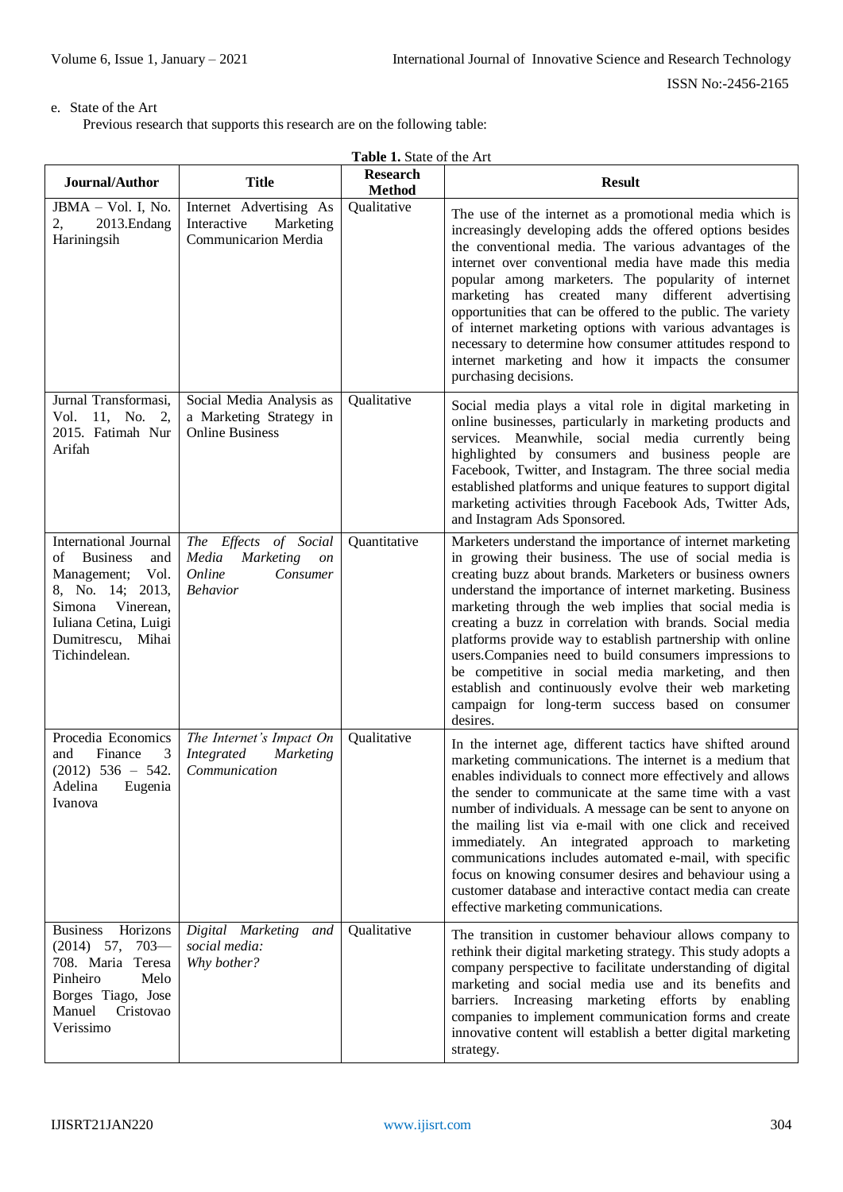e. State of the Art

Previous research that supports this research are on the following table:

**Table 1.** State of the Art

| Journal/Author | Title | Research Method | Result |
|---|---|---|---|
| JBMA – Vol. I, No. 2, 2013.Endang Hariningsih | Internet Advertising As Interactive Marketing Communicarion Merdia | Qualitative | The use of the internet as a promotional media which is increasingly developing adds the offered options besides the conventional media. The various advantages of the internet over conventional media have made this media popular among marketers. The popularity of internet marketing has created many different advertising opportunities that can be offered to the public. The variety of internet marketing options with various advantages is necessary to determine how consumer attitudes respond to internet marketing and how it impacts the consumer purchasing decisions. |
| Jurnal Transformasi, Vol. 11, No. 2, 2015. Fatimah Nur Arifah | Social Media Analysis as a Marketing Strategy in Online Business | Qualitative | Social media plays a vital role in digital marketing in online businesses, particularly in marketing products and services. Meanwhile, social media currently being highlighted by consumers and business people are Facebook, Twitter, and Instagram. The three social media established platforms and unique features to support digital marketing activities through Facebook Ads, Twitter Ads, and Instagram Ads Sponsored. |
| International Journal of Business and Management; Vol. 8, No. 14; 2013, Simona Vinerean, Iuliana Cetina, Luigi Dumitrescu, Mihai Tichindelean. | *The Effects of Social Media Marketing on Online Consumer Behavior* | Quantitative | Marketers understand the importance of internet marketing in growing their business. The use of social media is creating buzz about brands. Marketers or business owners understand the importance of internet marketing. Business marketing through the web implies that social media is creating a buzz in correlation with brands. Social media platforms provide way to establish partnership with online users.Companies need to build consumers impressions to be competitive in social media marketing, and then establish and continuously evolve their web marketing campaign for long-term success based on consumer desires. |
| Procedia Economics and Finance 3 (2012) 536 – 542. Adelina Eugenia Ivanova | *The Internet's Impact On Integrated Marketing Communication* | Qualitative | In the internet age, different tactics have shifted around marketing communications. The internet is a medium that enables individuals to connect more effectively and allows the sender to communicate at the same time with a vast number of individuals. A message can be sent to anyone on the mailing list via e-mail with one click and received immediately. An integrated approach to marketing communications includes automated e-mail, with specific focus on knowing consumer desires and behaviour using a customer database and interactive contact media can create effective marketing communications. |
| Business Horizons (2014) 57, 703—708. Maria Teresa Pinheiro Melo Borges Tiago, Jose Manuel Cristovao Verissimo | *Digital Marketing and social media: Why bother?* | Qualitative | The transition in customer behaviour allows company to rethink their digital marketing strategy. This study adopts a company perspective to facilitate understanding of digital marketing and social media use and its benefits and barriers. Increasing marketing efforts by enabling companies to implement communication forms and create innovative content will establish a better digital marketing strategy. |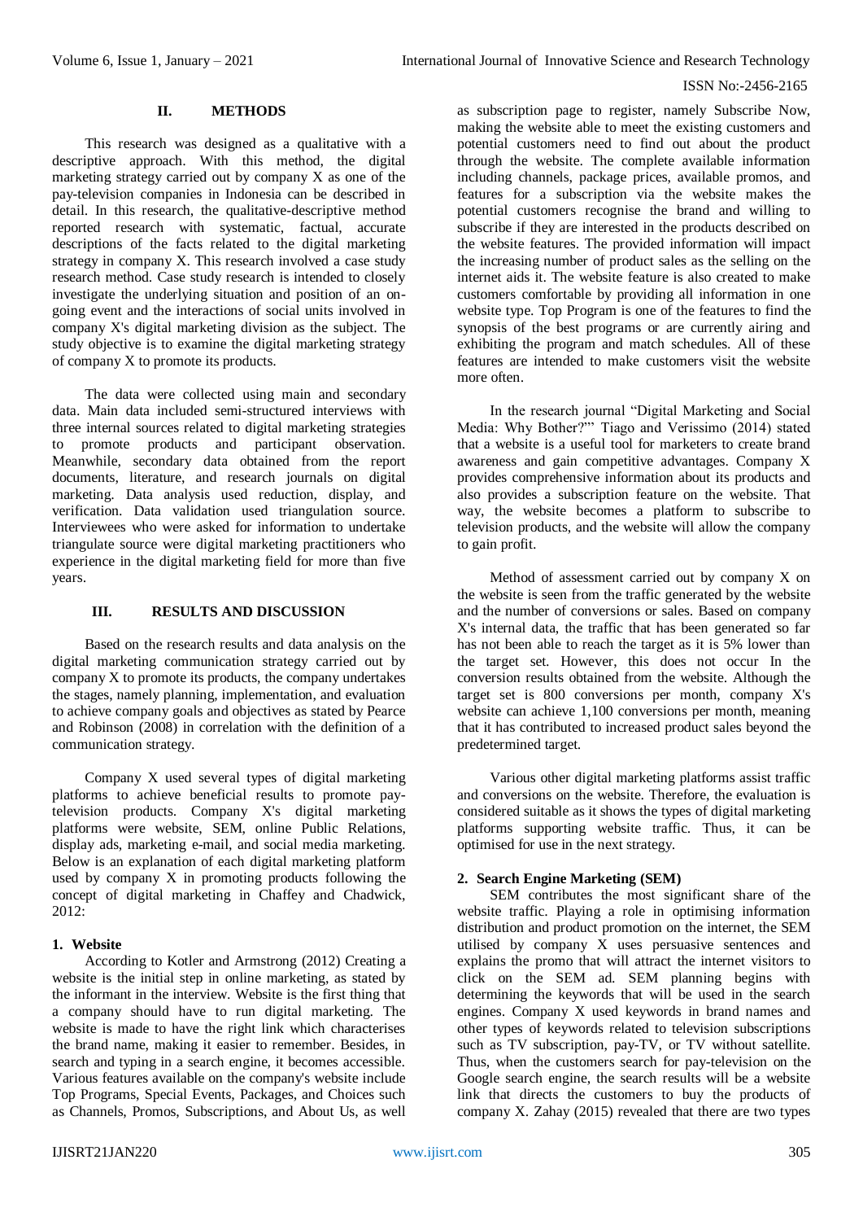## II. METHODS

This research was designed as a qualitative with a descriptive approach. With this method, the digital marketing strategy carried out by company X as one of the pay-television companies in Indonesia can be described in detail. In this research, the qualitative-descriptive method reported research with systematic, factual, accurate descriptions of the facts related to the digital marketing strategy in company X. This research involved a case study research method. Case study research is intended to closely investigate the underlying situation and position of an on-going event and the interactions of social units involved in company X's digital marketing division as the subject. The study objective is to examine the digital marketing strategy of company X to promote its products.

The data were collected using main and secondary data. Main data included semi-structured interviews with three internal sources related to digital marketing strategies to promote products and participant observation. Meanwhile, secondary data obtained from the report documents, literature, and research journals on digital marketing. Data analysis used reduction, display, and verification. Data validation used triangulation source. Interviewees who were asked for information to undertake triangulate source were digital marketing practitioners who experience in the digital marketing field for more than five years.

## III. RESULTS AND DISCUSSION

Based on the research results and data analysis on the digital marketing communication strategy carried out by company X to promote its products, the company undertakes the stages, namely planning, implementation, and evaluation to achieve company goals and objectives as stated by Pearce and Robinson (2008) in correlation with the definition of a communication strategy.

Company X used several types of digital marketing platforms to achieve beneficial results to promote pay-television products. Company X's digital marketing platforms were website, SEM, online Public Relations, display ads, marketing e-mail, and social media marketing. Below is an explanation of each digital marketing platform used by company X in promoting products following the concept of digital marketing in Chaffey and Chadwick, 2012:

### 1. Website

According to Kotler and Armstrong (2012) Creating a website is the initial step in online marketing, as stated by the informant in the interview. Website is the first thing that a company should have to run digital marketing. The website is made to have the right link which characterises the brand name, making it easier to remember. Besides, in search and typing in a search engine, it becomes accessible. Various features available on the company's website include Top Programs, Special Events, Packages, and Choices such as Channels, Promos, Subscriptions, and About Us, as well as subscription page to register, namely Subscribe Now, making the website able to meet the existing customers and potential customers need to find out about the product through the website. The complete available information including channels, package prices, available promos, and features for a subscription via the website makes the potential customers recognise the brand and willing to subscribe if they are interested in the products described on the website features. The provided information will impact the increasing number of product sales as the selling on the internet aids it. The website feature is also created to make customers comfortable by providing all information in one website type. Top Program is one of the features to find the synopsis of the best programs or are currently airing and exhibiting the program and match schedules. All of these features are intended to make customers visit the website more often.

In the research journal "Digital Marketing and Social Media: Why Bother?"' Tiago and Verissimo (2014) stated that a website is a useful tool for marketers to create brand awareness and gain competitive advantages. Company X provides comprehensive information about its products and also provides a subscription feature on the website. That way, the website becomes a platform to subscribe to television products, and the website will allow the company to gain profit.

Method of assessment carried out by company X on the website is seen from the traffic generated by the website and the number of conversions or sales. Based on company X's internal data, the traffic that has been generated so far has not been able to reach the target as it is 5% lower than the target set. However, this does not occur In the conversion results obtained from the website. Although the target set is 800 conversions per month, company X's website can achieve 1,100 conversions per month, meaning that it has contributed to increased product sales beyond the predetermined target.

Various other digital marketing platforms assist traffic and conversions on the website. Therefore, the evaluation is considered suitable as it shows the types of digital marketing platforms supporting website traffic. Thus, it can be optimised for use in the next strategy.

### 2. Search Engine Marketing (SEM)

SEM contributes the most significant share of the website traffic. Playing a role in optimising information distribution and product promotion on the internet, the SEM utilised by company X uses persuasive sentences and explains the promo that will attract the internet visitors to click on the SEM ad. SEM planning begins with determining the keywords that will be used in the search engines. Company X used keywords in brand names and other types of keywords related to television subscriptions such as TV subscription, pay-TV, or TV without satellite. Thus, when the customers search for pay-television on the Google search engine, the search results will be a website link that directs the customers to buy the products of company X. Zahay (2015) revealed that there are two types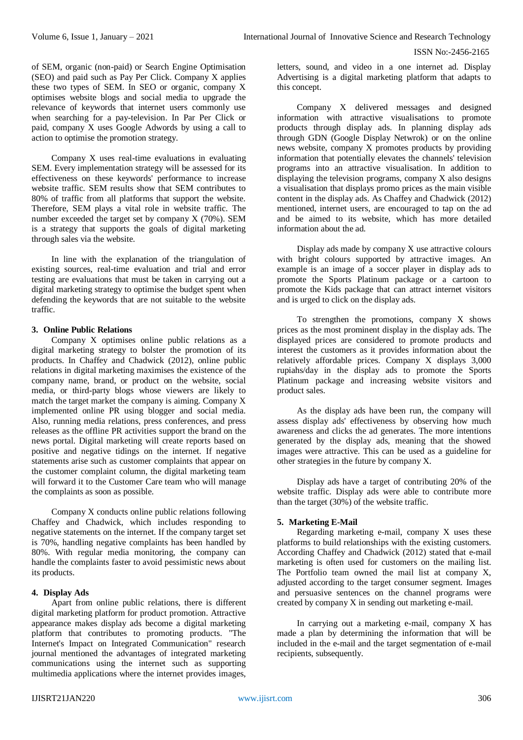of SEM, organic (non-paid) or Search Engine Optimisation (SEO) and paid such as Pay Per Click. Company X applies these two types of SEM. In SEO or organic, company X optimises website blogs and social media to upgrade the relevance of keywords that internet users commonly use when searching for a pay-television. In Par Per Click or paid, company X uses Google Adwords by using a call to action to optimise the promotion strategy.

Company X uses real-time evaluations in evaluating SEM. Every implementation strategy will be assessed for its effectiveness on these keywords' performance to increase website traffic. SEM results show that SEM contributes to 80% of traffic from all platforms that support the website. Therefore, SEM plays a vital role in website traffic. The number exceeded the target set by company X (70%). SEM is a strategy that supports the goals of digital marketing through sales via the website.

In line with the explanation of the triangulation of existing sources, real-time evaluation and trial and error testing are evaluations that must be taken in carrying out a digital marketing strategy to optimise the budget spent when defending the keywords that are not suitable to the website traffic.

### 3. Online Public Relations

Company X optimises online public relations as a digital marketing strategy to bolster the promotion of its products. In Chaffey and Chadwick (2012), online public relations in digital marketing maximises the existence of the company name, brand, or product on the website, social media, or third-party blogs whose viewers are likely to match the target market the company is aiming. Company X implemented online PR using blogger and social media. Also, running media relations, press conferences, and press releases as the offline PR activities support the brand on the news portal. Digital marketing will create reports based on positive and negative tidings on the internet. If negative statements arise such as customer complaints that appear on the customer complaint column, the digital marketing team will forward it to the Customer Care team who will manage the complaints as soon as possible.

Company X conducts online public relations following Chaffey and Chadwick, which includes responding to negative statements on the internet. If the company target set is 70%, handling negative complaints has been handled by 80%. With regular media monitoring, the company can handle the complaints faster to avoid pessimistic news about its products.

### 4. Display Ads

Apart from online public relations, there is different digital marketing platform for product promotion. Attractive appearance makes display ads become a digital marketing platform that contributes to promoting products. "The Internet's Impact on Integrated Communication" research journal mentioned the advantages of integrated marketing communications using the internet such as supporting multimedia applications where the internet provides images, letters, sound, and video in a one internet ad. Display Advertising is a digital marketing platform that adapts to this concept.

Company X delivered messages and designed information with attractive visualisations to promote products through display ads. In planning display ads through GDN (Google Display Netwrok) or on the online news website, company X promotes products by providing information that potentially elevates the channels' television programs into an attractive visualisation. In addition to displaying the television programs, company X also designs a visualisation that displays promo prices as the main visible content in the display ads. As Chaffey and Chadwick (2012) mentioned, internet users, are encouraged to tap on the ad and be aimed to its website, which has more detailed information about the ad.

Display ads made by company X use attractive colours with bright colours supported by attractive images. An example is an image of a soccer player in display ads to promote the Sports Platinum package or a cartoon to promote the Kids package that can attract internet visitors and is urged to click on the display ads.

To strengthen the promotions, company X shows prices as the most prominent display in the display ads. The displayed prices are considered to promote products and interest the customers as it provides information about the relatively affordable prices. Company X displays 3,000 rupiahs/day in the display ads to promote the Sports Platinum package and increasing website visitors and product sales.

As the display ads have been run, the company will assess display ads' effectiveness by observing how much awareness and clicks the ad generates. The more intentions generated by the display ads, meaning that the showed images were attractive. This can be used as a guideline for other strategies in the future by company X.

Display ads have a target of contributing 20% of the website traffic. Display ads were able to contribute more than the target (30%) of the website traffic.

### 5. Marketing E-Mail

Regarding marketing e-mail, company X uses these platforms to build relationships with the existing customers. According Chaffey and Chadwick (2012) stated that e-mail marketing is often used for customers on the mailing list. The Portfolio team owned the mail list at company X, adjusted according to the target consumer segment. Images and persuasive sentences on the channel programs were created by company X in sending out marketing e-mail.

In carrying out a marketing e-mail, company X has made a plan by determining the information that will be included in the e-mail and the target segmentation of e-mail recipients, subsequently.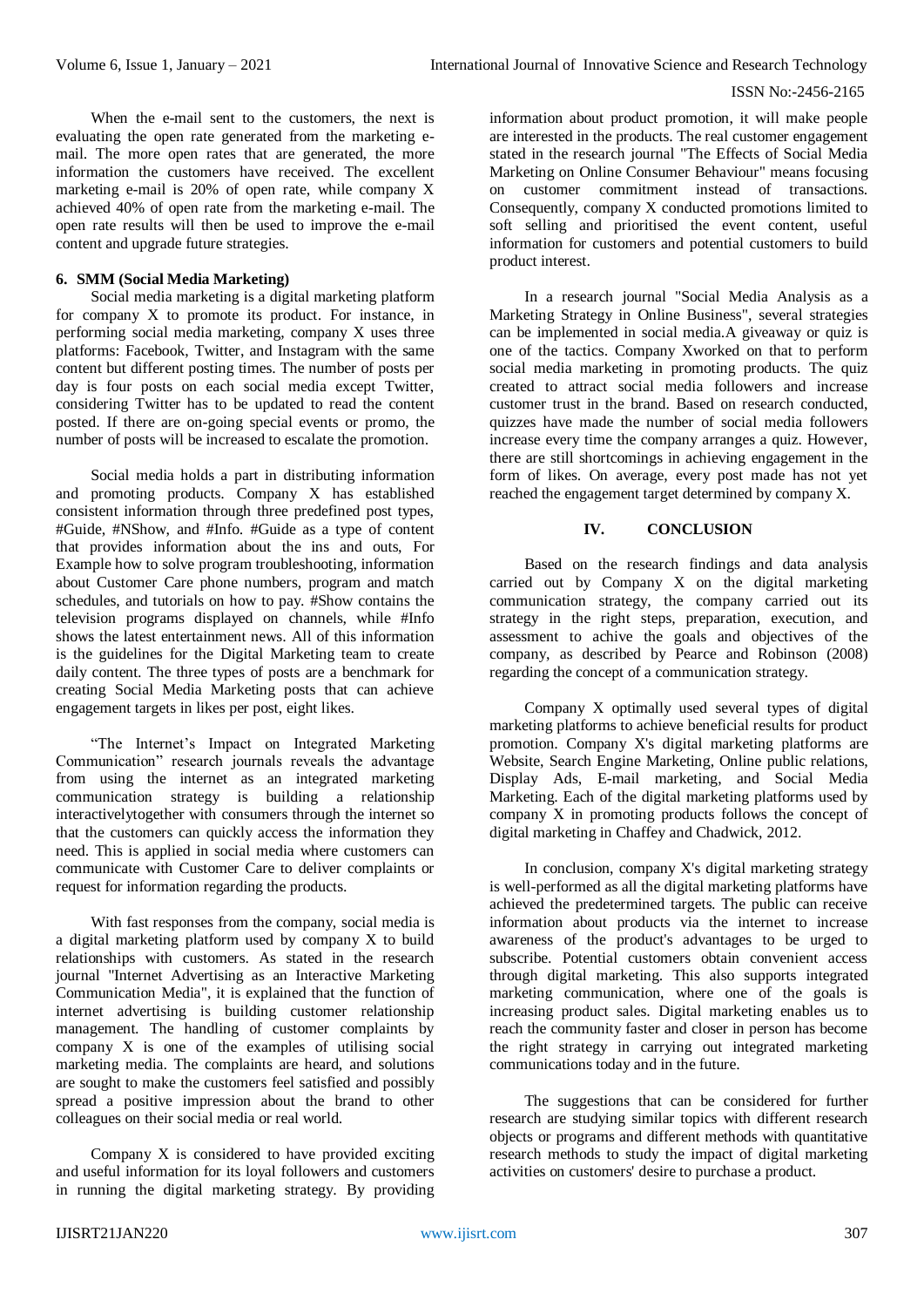When the e-mail sent to the customers, the next is evaluating the open rate generated from the marketing e-mail. The more open rates that are generated, the more information the customers have received. The excellent marketing e-mail is 20% of open rate, while company X achieved 40% of open rate from the marketing e-mail. The open rate results will then be used to improve the e-mail content and upgrade future strategies.

### 6. SMM (Social Media Marketing)

Social media marketing is a digital marketing platform for company X to promote its product. For instance, in performing social media marketing, company X uses three platforms: Facebook, Twitter, and Instagram with the same content but different posting times. The number of posts per day is four posts on each social media except Twitter, considering Twitter has to be updated to read the content posted. If there are on-going special events or promo, the number of posts will be increased to escalate the promotion.

Social media holds a part in distributing information and promoting products. Company X has established consistent information through three predefined post types, #Guide, #NShow, and #Info. #Guide as a type of content that provides information about the ins and outs, For Example how to solve program troubleshooting, information about Customer Care phone numbers, program and match schedules, and tutorials on how to pay. #Show contains the television programs displayed on channels, while #Info shows the latest entertainment news. All of this information is the guidelines for the Digital Marketing team to create daily content. The three types of posts are a benchmark for creating Social Media Marketing posts that can achieve engagement targets in likes per post, eight likes.

"The Internet's Impact on Integrated Marketing Communication" research journals reveals the advantage from using the internet as an integrated marketing communication strategy is building a relationship interactivelytogether with consumers through the internet so that the customers can quickly access the information they need. This is applied in social media where customers can communicate with Customer Care to deliver complaints or request for information regarding the products.

With fast responses from the company, social media is a digital marketing platform used by company X to build relationships with customers. As stated in the research journal "Internet Advertising as an Interactive Marketing Communication Media", it is explained that the function of internet advertising is building customer relationship management. The handling of customer complaints by company X is one of the examples of utilising social marketing media. The complaints are heard, and solutions are sought to make the customers feel satisfied and possibly spread a positive impression about the brand to other colleagues on their social media or real world.

Company X is considered to have provided exciting and useful information for its loyal followers and customers in running the digital marketing strategy. By providing information about product promotion, it will make people are interested in the products. The real customer engagement stated in the research journal "The Effects of Social Media Marketing on Online Consumer Behaviour" means focusing on customer commitment instead of transactions. Consequently, company X conducted promotions limited to soft selling and prioritised the event content, useful information for customers and potential customers to build product interest.

In a research journal "Social Media Analysis as a Marketing Strategy in Online Business", several strategies can be implemented in social media.A giveaway or quiz is one of the tactics. Company Xworked on that to perform social media marketing in promoting products. The quiz created to attract social media followers and increase customer trust in the brand. Based on research conducted, quizzes have made the number of social media followers increase every time the company arranges a quiz. However, there are still shortcomings in achieving engagement in the form of likes. On average, every post made has not yet reached the engagement target determined by company X.

## IV. CONCLUSION

Based on the research findings and data analysis carried out by Company X on the digital marketing communication strategy, the company carried out its strategy in the right steps, preparation, execution, and assessment to achive the goals and objectives of the company, as described by Pearce and Robinson (2008) regarding the concept of a communication strategy.

Company X optimally used several types of digital marketing platforms to achieve beneficial results for product promotion. Company X's digital marketing platforms are Website, Search Engine Marketing, Online public relations, Display Ads, E-mail marketing, and Social Media Marketing. Each of the digital marketing platforms used by company X in promoting products follows the concept of digital marketing in Chaffey and Chadwick, 2012.

In conclusion, company X's digital marketing strategy is well-performed as all the digital marketing platforms have achieved the predetermined targets. The public can receive information about products via the internet to increase awareness of the product's advantages to be urged to subscribe. Potential customers obtain convenient access through digital marketing. This also supports integrated marketing communication, where one of the goals is increasing product sales. Digital marketing enables us to reach the community faster and closer in person has become the right strategy in carrying out integrated marketing communications today and in the future.

The suggestions that can be considered for further research are studying similar topics with different research objects or programs and different methods with quantitative research methods to study the impact of digital marketing activities on customers' desire to purchase a product.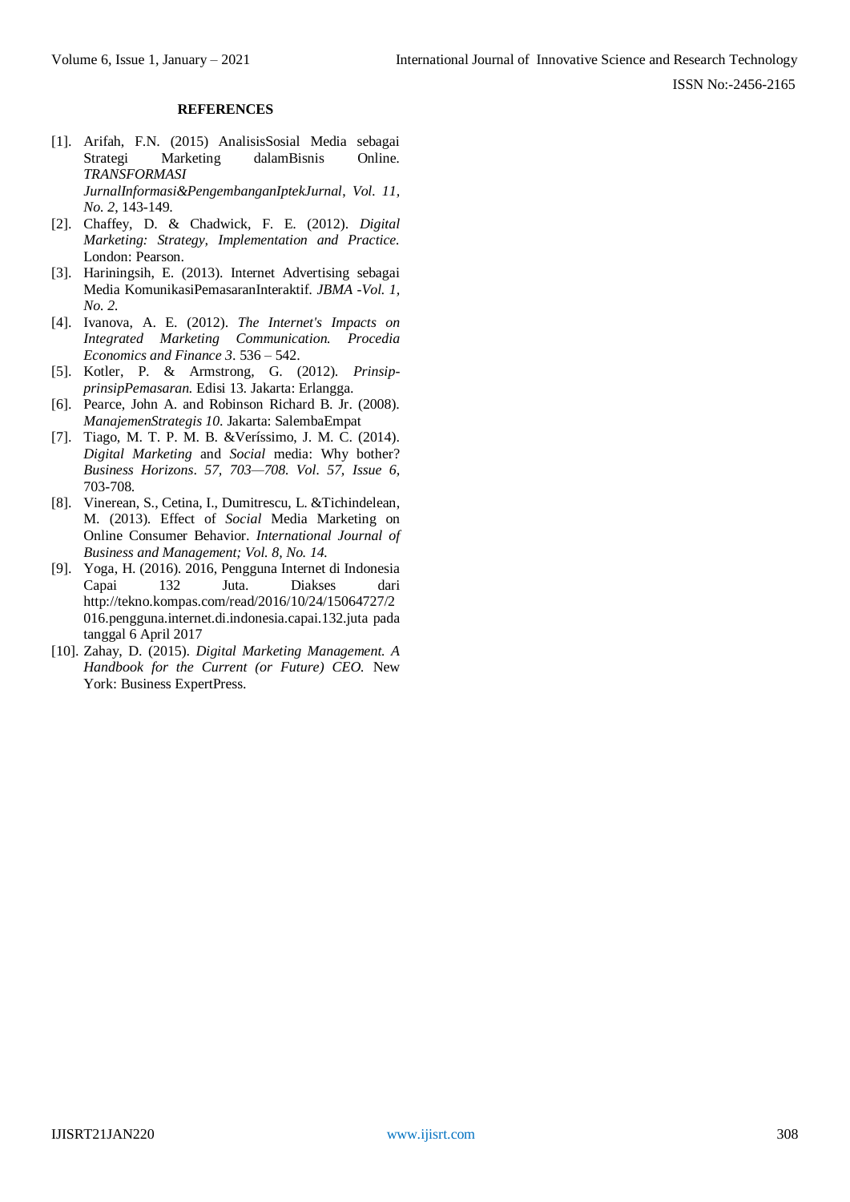**REFERENCES**

[1]. Arifah, F.N. (2015) AnalisisSosial Media sebagai Strategi Marketing dalamBisnis Online. *TRANSFORMASI JurnalInformasi&PengembanganIptekJurnal*, *Vol. 11, No. 2*, 143-149.

[2]. Chaffey, D. & Chadwick, F. E. (2012). *Digital Marketing: Strategy, Implementation and Practice.* London: Pearson.

[3]. Hariningsih, E. (2013). Internet Advertising sebagai Media KomunikasiPemasaranInteraktif. *JBMA -Vol. 1, No. 2.*

[4]. Ivanova, A. E. (2012). *The Internet's Impacts on Integrated Marketing Communication. Procedia Economics and Finance 3*. 536 – 542.

[5]. Kotler, P. & Armstrong, G. (2012). *Prinsip-prinsipPemasaran.* Edisi 13. Jakarta: Erlangga.

[6]. Pearce, John A. and Robinson Richard B. Jr. (2008). *ManajemenStrategis 10*. Jakarta: SalembaEmpat

[7]. Tiago, M. T. P. M. B. &Veríssimo, J. M. C. (2014). *Digital Marketing* and *Social* media: Why bother? *Business Horizons*. *57, 703—708. Vol. 57, Issue 6,* 703-708.

[8]. Vinerean, S., Cetina, I., Dumitrescu, L. &Tichindelean, M. (2013). Effect of *Social* Media Marketing on Online Consumer Behavior. *International Journal of Business and Management; Vol. 8, No. 14.*

[9]. Yoga, H. (2016). 2016, Pengguna Internet di Indonesia Capai 132 Juta. Diakses dari http://tekno.kompas.com/read/2016/10/24/15064727/2016.pengguna.internet.di.indonesia.capai.132.juta pada tanggal 6 April 2017

[10]. Zahay, D. (2015). *Digital Marketing Management. A Handbook for the Current (or Future) CEO.* New York: Business ExpertPress.